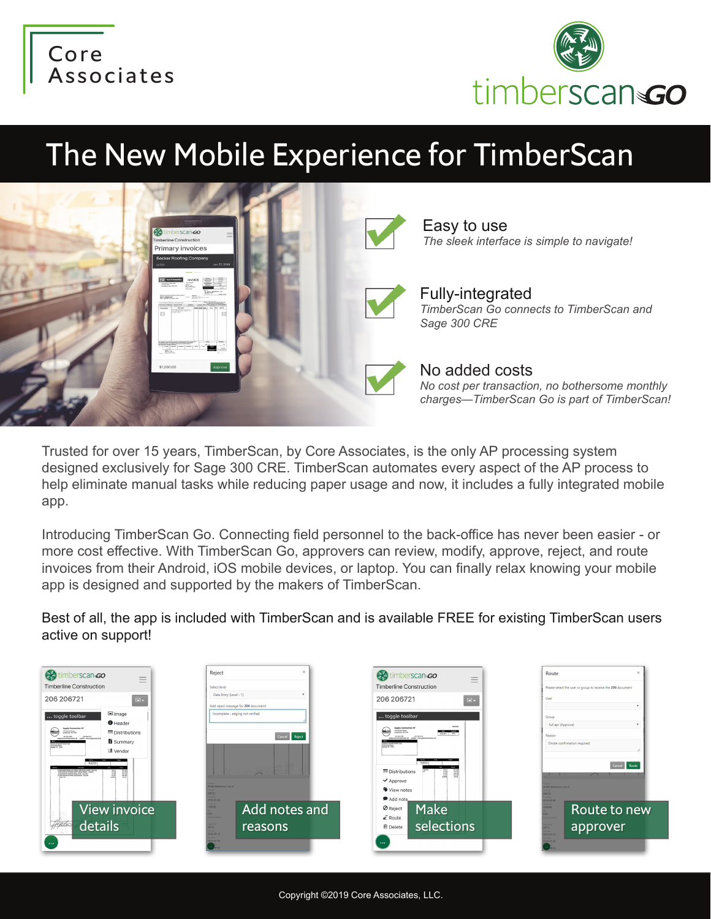Core Associates

timberscanGO

# The New Mobile Experience for TimberScan

## Easy to use
*The sleek interface is simple to navigate!*

## Fully-integrated
*TimberScan Go connects to TimberScan and Sage 300 CRE*

## No added costs
*No cost per transaction, no bothersome monthly charges—TimberScan Go is part of TimberScan!*

Trusted for over 15 years, TimberScan, by Core Associates, is the only AP processing system designed exclusively for Sage 300 CRE. TimberScan automates every aspect of the AP process to help eliminate manual tasks while reducing paper usage and now, it includes a fully integrated mobile app.

Introducing TimberScan Go. Connecting field personnel to the back-office has never been easier - or more cost effective. With TimberScan Go, approvers can review, modify, approve, reject, and route invoices from their Android, iOS mobile devices, or laptop. You can finally relax knowing your mobile app is designed and supported by the makers of TimberScan.

Best of all, the app is included with TimberScan and is available FREE for existing TimberScan users active on support!

View invoice details

Add notes and reasons

Make selections

Route to new approver

Copyright ©2019 Core Associates, LLC.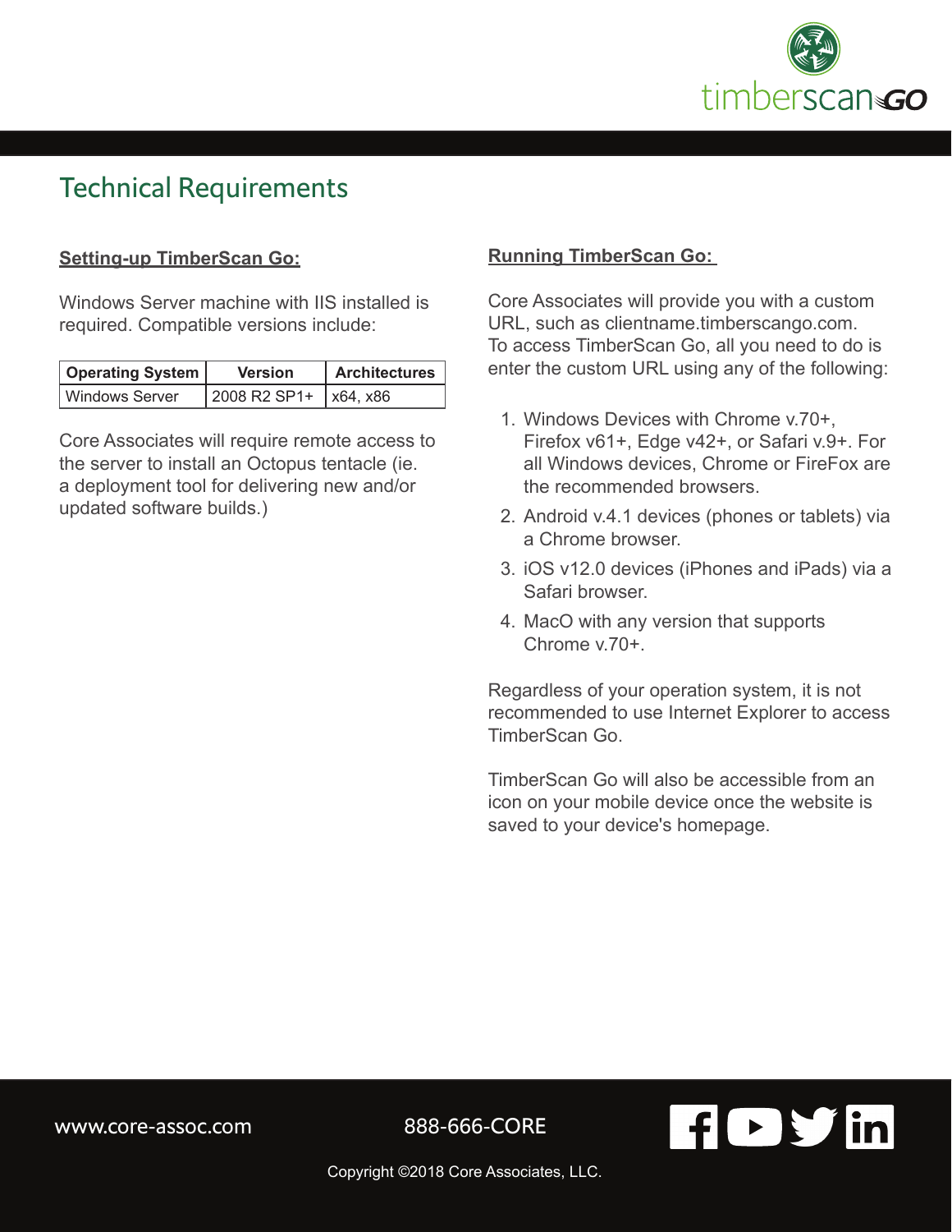# Technical Requirements

**Setting-up TimberScan Go:**

Windows Server machine with IIS installed is required. Compatible versions include:

| Operating System | Version | Architectures |
|---|---|---|
| Windows Server | 2008 R2 SP1+ | x64, x86 |

Core Associates will require remote access to the server to install an Octopus tentacle (ie. a deployment tool for delivering new and/or updated software builds.)

**Running TimberScan Go:**

Core Associates will provide you with a custom URL, such as clientname.timberscango.com. To access TimberScan Go, all you need to do is enter the custom URL using any of the following:

1. Windows Devices with Chrome v.70+, Firefox v61+, Edge v42+, or Safari v.9+. For all Windows devices, Chrome or FireFox are the recommended browsers.
2. Android v.4.1 devices (phones or tablets) via a Chrome browser.
3. iOS v12.0 devices (iPhones and iPads) via a Safari browser.
4. MacO with any version that supports Chrome v.70+.

Regardless of your operation system, it is not recommended to use Internet Explorer to access TimberScan Go.

TimberScan Go will also be accessible from an icon on your mobile device once the website is saved to your device's homepage.

www.core-assoc.com

888-666-CORE

Copyright ©2018 Core Associates, LLC.